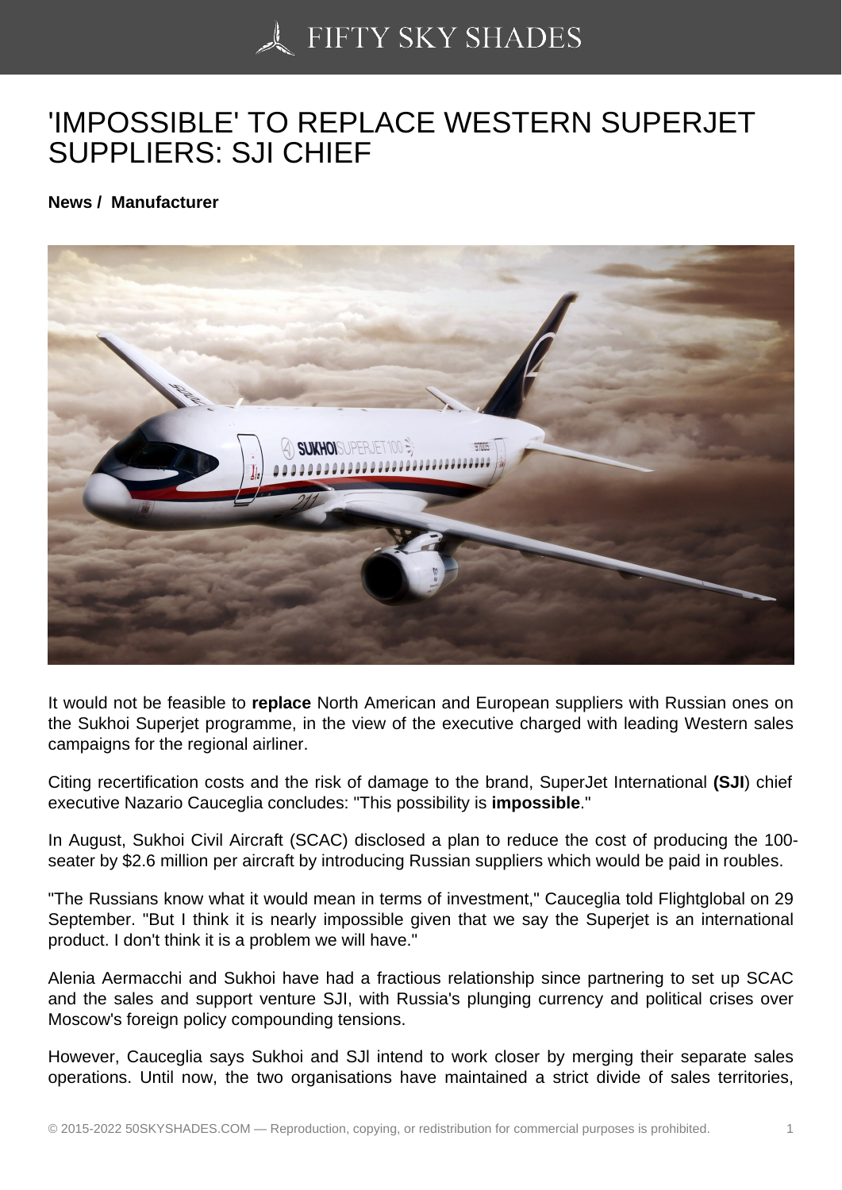# 'IMPOSSIBLE' TO REPLACE WESTERN SUPERJET SUPPLIERS: SJI CHIEF

**News / Manufacturer**

It would not be feasible to **replace** North American and European suppliers with Russian ones on the Sukhoi Superjet programme, in the view of the executive charged with leading Western sales campaigns for the regional airliner.

Citing recertification costs and the risk of damage to the brand, SuperJet International **(SJI**) chief executive Nazario Cauceglia concludes: "This possibility is **impossible**."

In August, Sukhoi Civil Aircraft (SCAC) disclosed a plan to reduce the cost of producing the 100-seater by $2.6 million per aircraft by introducing Russian suppliers which would be paid in roubles.

"The Russians know what it would mean in terms of investment," Cauceglia told Flightglobal on 29 September. "But I think it is nearly impossible given that we say the Superjet is an international product. I don't think it is a problem we will have."

Alenia Aermacchi and Sukhoi have had a fractious relationship since partnering to set up SCAC and the sales and support venture SJI, with Russia's plunging currency and political crises over Moscow's foreign policy compounding tensions.

However, Cauceglia says Sukhoi and SJI intend to work closer by merging their separate sales operations. Until now, the two organisations have maintained a strict divide of sales territories,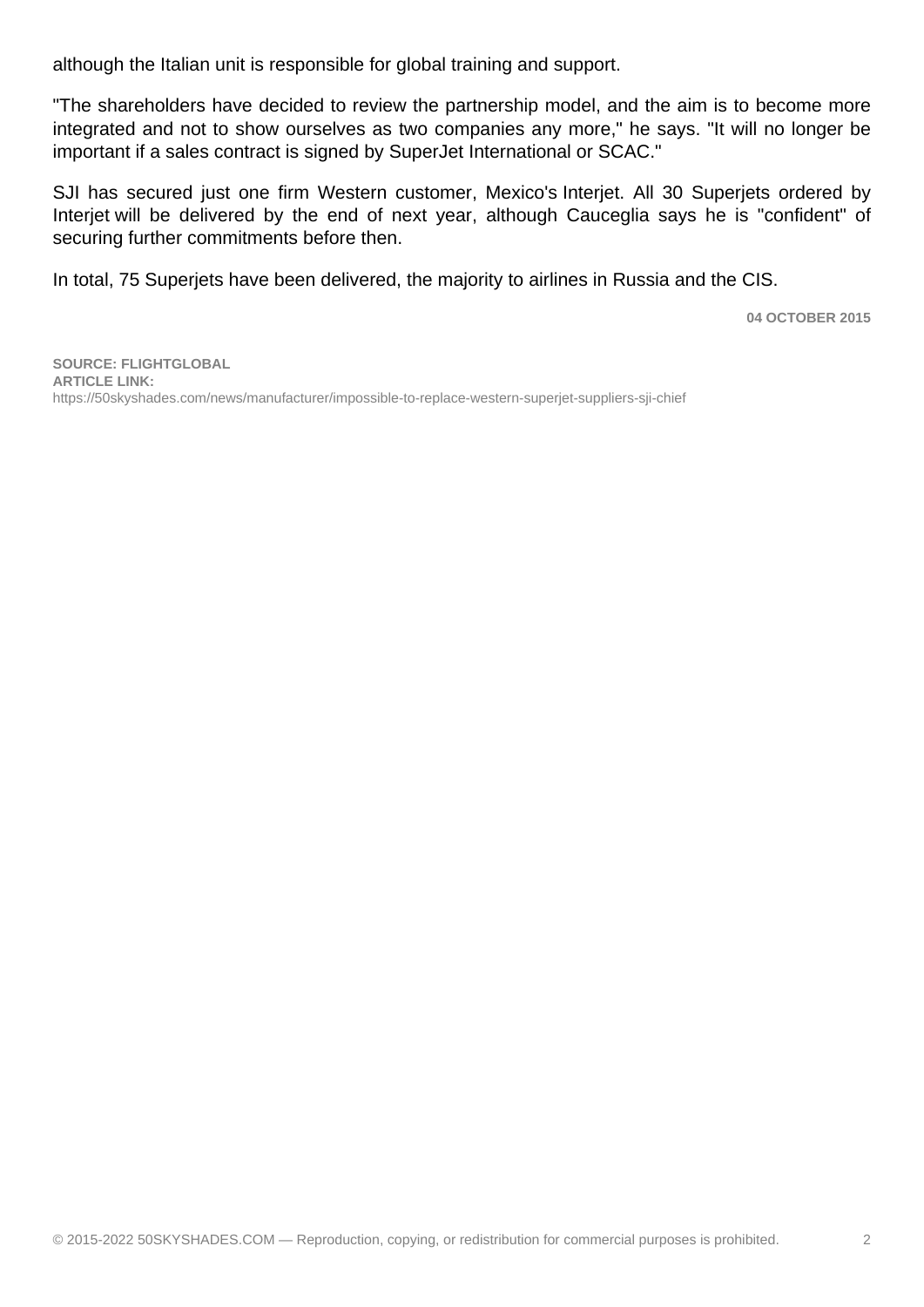although the Italian unit is responsible for global training and support.

"The shareholders have decided to review the partnership model, and the aim is to become more integrated and not to show ourselves as two companies any more," he says. "It will no longer be important if a sales contract is signed by SuperJet International or SCAC."

SJI has secured just one firm Western customer, Mexico's Interjet. All 30 Superjets ordered by Interjet will be delivered by the end of next year, although Cauceglia says he is "confident" of securing further commitments before then.

In total, 75 Superjets have been delivered, the majority to airlines in Russia and the CIS.

**04 OCTOBER 2015**

**SOURCE: FLIGHTGLOBAL**
**ARTICLE LINK:**
https://50skyshades.com/news/manufacturer/impossible-to-replace-western-superjet-suppliers-sji-chief